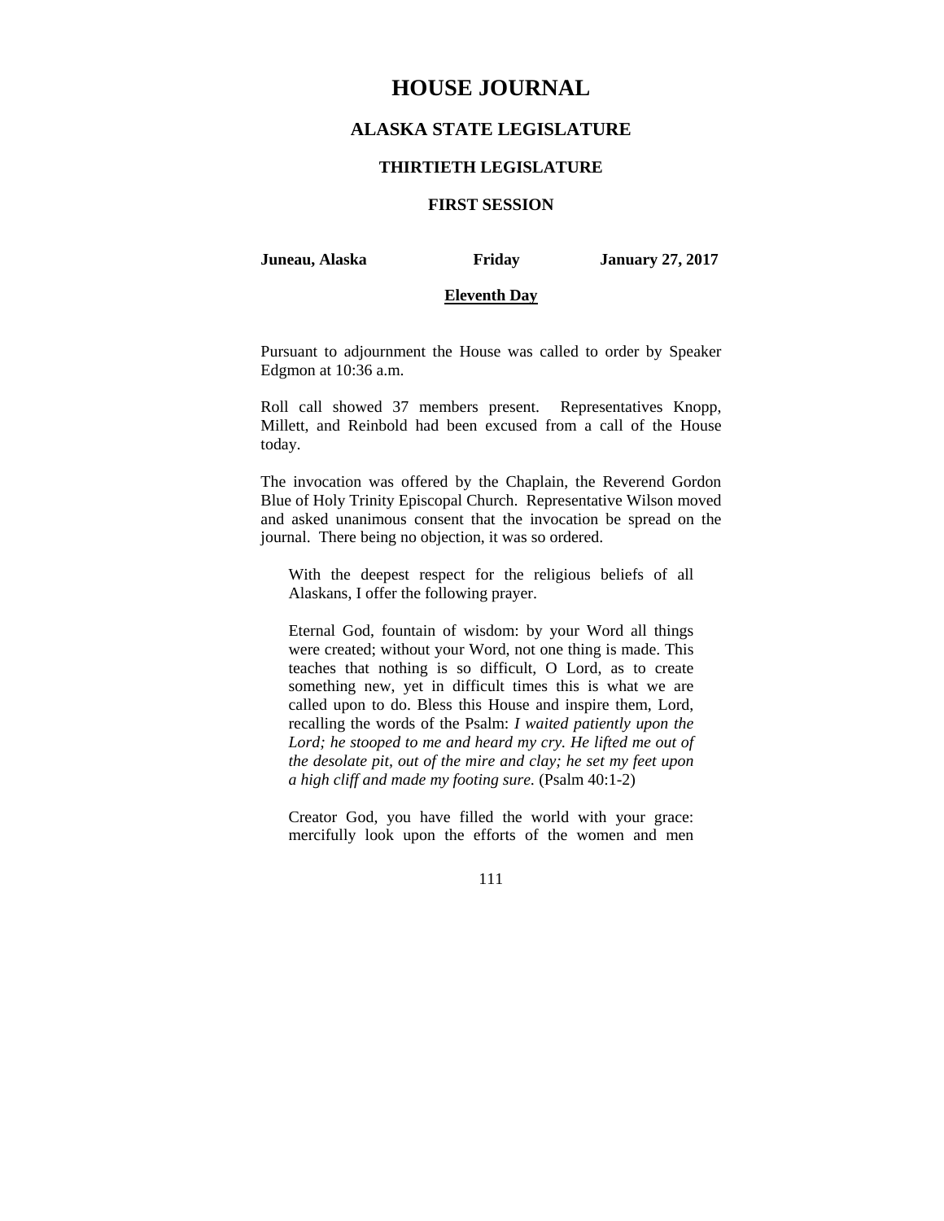# HOUSE JOURNAL

## ALASKA STATE LEGISLATURE

### THIRTIETH LEGISLATURE

### FIRST SESSION

**Juneau, Alaska** **Friday** **January 27, 2017**

**Eleventh Day**

Pursuant to adjournment the House was called to order by Speaker Edgmon at 10:36 a.m.

Roll call showed 37 members present. Representatives Knopp, Millett, and Reinbold had been excused from a call of the House today.

The invocation was offered by the Chaplain, the Reverend Gordon Blue of Holy Trinity Episcopal Church. Representative Wilson moved and asked unanimous consent that the invocation be spread on the journal. There being no objection, it was so ordered.

> With the deepest respect for the religious beliefs of all Alaskans, I offer the following prayer.
>
> Eternal God, fountain of wisdom: by your Word all things were created; without your Word, not one thing is made. This teaches that nothing is so difficult, O Lord, as to create something new, yet in difficult times this is what we are called upon to do. Bless this House and inspire them, Lord, recalling the words of the Psalm: *I waited patiently upon the Lord; he stooped to me and heard my cry. He lifted me out of the desolate pit, out of the mire and clay; he set my feet upon a high cliff and made my footing sure.* (Psalm 40:1-2)
>
> Creator God, you have filled the world with your grace: mercifully look upon the efforts of the women and men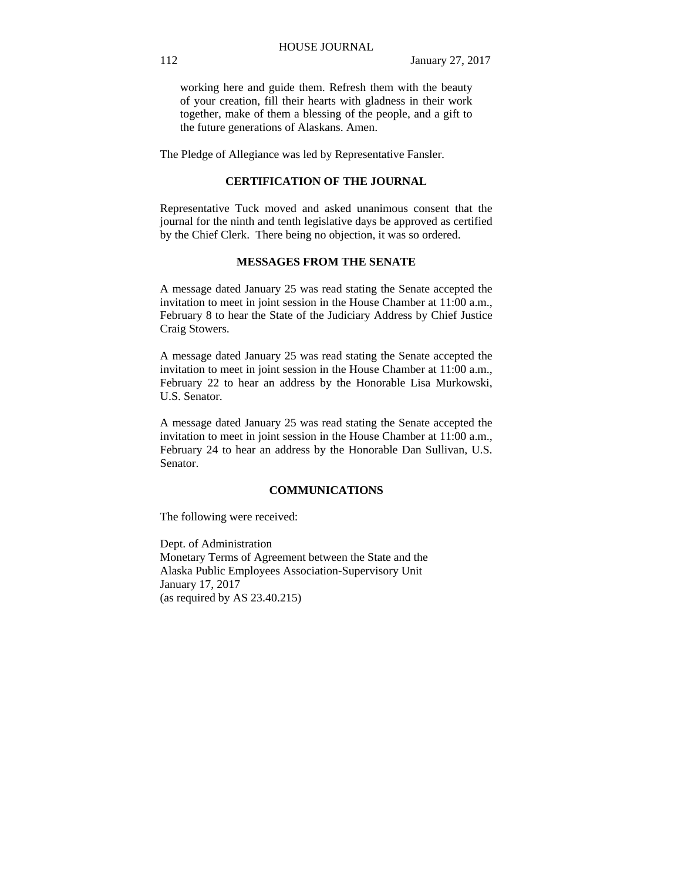working here and guide them. Refresh them with the beauty of your creation, fill their hearts with gladness in their work together, make of them a blessing of the people, and a gift to the future generations of Alaskans. Amen.

The Pledge of Allegiance was led by Representative Fansler.

## CERTIFICATION OF THE JOURNAL

Representative Tuck moved and asked unanimous consent that the journal for the ninth and tenth legislative days be approved as certified by the Chief Clerk. There being no objection, it was so ordered.

## MESSAGES FROM THE SENATE

A message dated January 25 was read stating the Senate accepted the invitation to meet in joint session in the House Chamber at 11:00 a.m., February 8 to hear the State of the Judiciary Address by Chief Justice Craig Stowers.

A message dated January 25 was read stating the Senate accepted the invitation to meet in joint session in the House Chamber at 11:00 a.m., February 22 to hear an address by the Honorable Lisa Murkowski, U.S. Senator.

A message dated January 25 was read stating the Senate accepted the invitation to meet in joint session in the House Chamber at 11:00 a.m., February 24 to hear an address by the Honorable Dan Sullivan, U.S. Senator.

## COMMUNICATIONS

The following were received:

Dept. of Administration
Monetary Terms of Agreement between the State and the
Alaska Public Employees Association-Supervisory Unit
January 17, 2017
(as required by AS 23.40.215)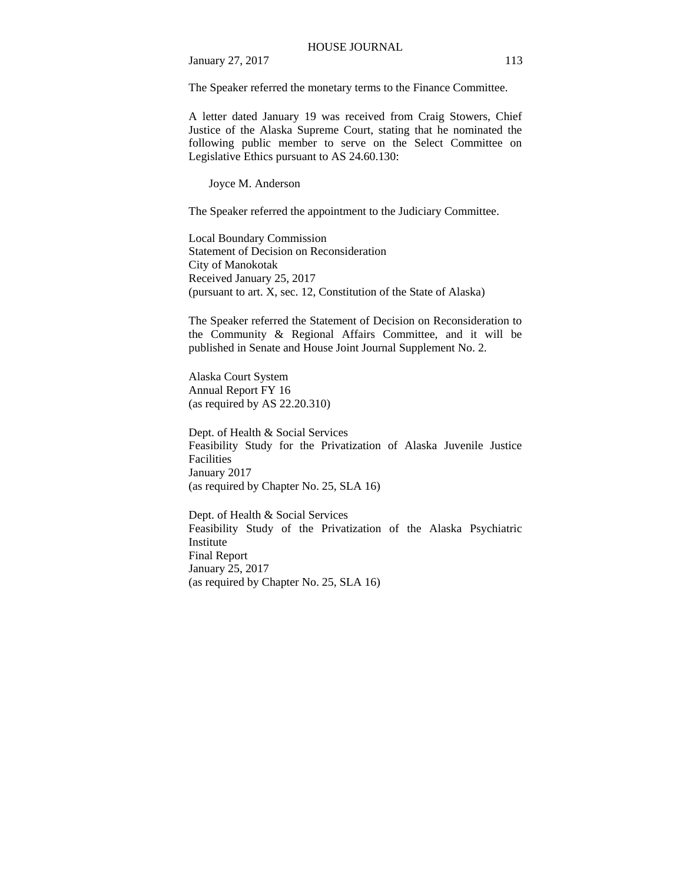The Speaker referred the monetary terms to the Finance Committee.

A letter dated January 19 was received from Craig Stowers, Chief Justice of the Alaska Supreme Court, stating that he nominated the following public member to serve on the Select Committee on Legislative Ethics pursuant to AS 24.60.130:

Joyce M. Anderson

The Speaker referred the appointment to the Judiciary Committee.

Local Boundary Commission
Statement of Decision on Reconsideration
City of Manokotak
Received January 25, 2017
(pursuant to art. X, sec. 12, Constitution of the State of Alaska)

The Speaker referred the Statement of Decision on Reconsideration to the Community & Regional Affairs Committee, and it will be published in Senate and House Joint Journal Supplement No. 2.

Alaska Court System
Annual Report FY 16
(as required by AS 22.20.310)

Dept. of Health & Social Services
Feasibility Study for the Privatization of Alaska Juvenile Justice Facilities
January 2017
(as required by Chapter No. 25, SLA 16)

Dept. of Health & Social Services
Feasibility Study of the Privatization of the Alaska Psychiatric Institute
Final Report
January 25, 2017
(as required by Chapter No. 25, SLA 16)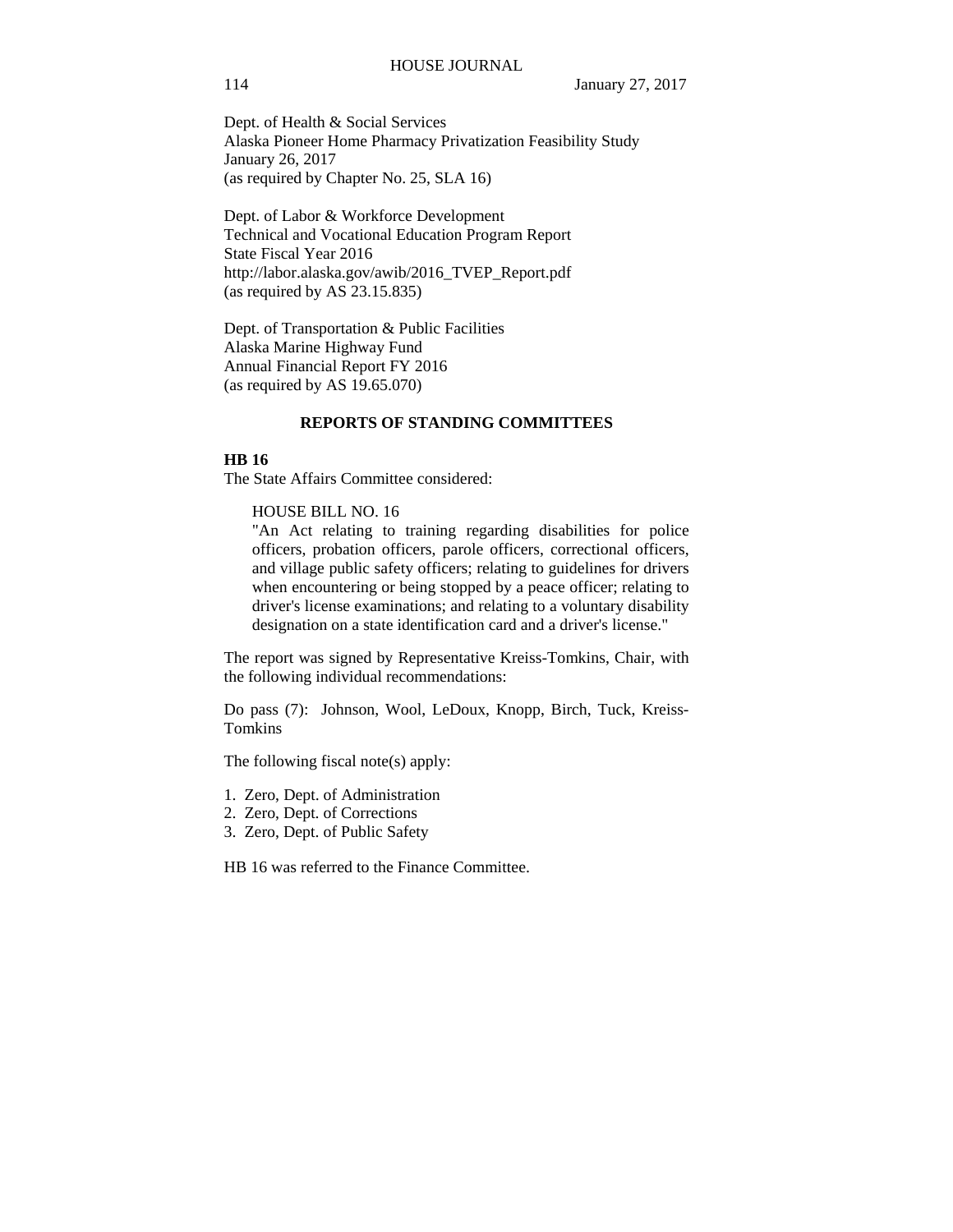Dept. of Health & Social Services
Alaska Pioneer Home Pharmacy Privatization Feasibility Study
January 26, 2017
(as required by Chapter No. 25, SLA 16)

Dept. of Labor & Workforce Development
Technical and Vocational Education Program Report
State Fiscal Year 2016
http://labor.alaska.gov/awib/2016_TVEP_Report.pdf
(as required by AS 23.15.835)

Dept. of Transportation & Public Facilities
Alaska Marine Highway Fund
Annual Financial Report FY 2016
(as required by AS 19.65.070)

## REPORTS OF STANDING COMMITTEES

**HB 16**

The State Affairs Committee considered:

HOUSE BILL NO. 16
"An Act relating to training regarding disabilities for police officers, probation officers, parole officers, correctional officers, and village public safety officers; relating to guidelines for drivers when encountering or being stopped by a peace officer; relating to driver's license examinations; and relating to a voluntary disability designation on a state identification card and a driver's license."

The report was signed by Representative Kreiss-Tomkins, Chair, with the following individual recommendations:

Do pass (7): Johnson, Wool, LeDoux, Knopp, Birch, Tuck, Kreiss-Tomkins

The following fiscal note(s) apply:

1. Zero, Dept. of Administration
2. Zero, Dept. of Corrections
3. Zero, Dept. of Public Safety

HB 16 was referred to the Finance Committee.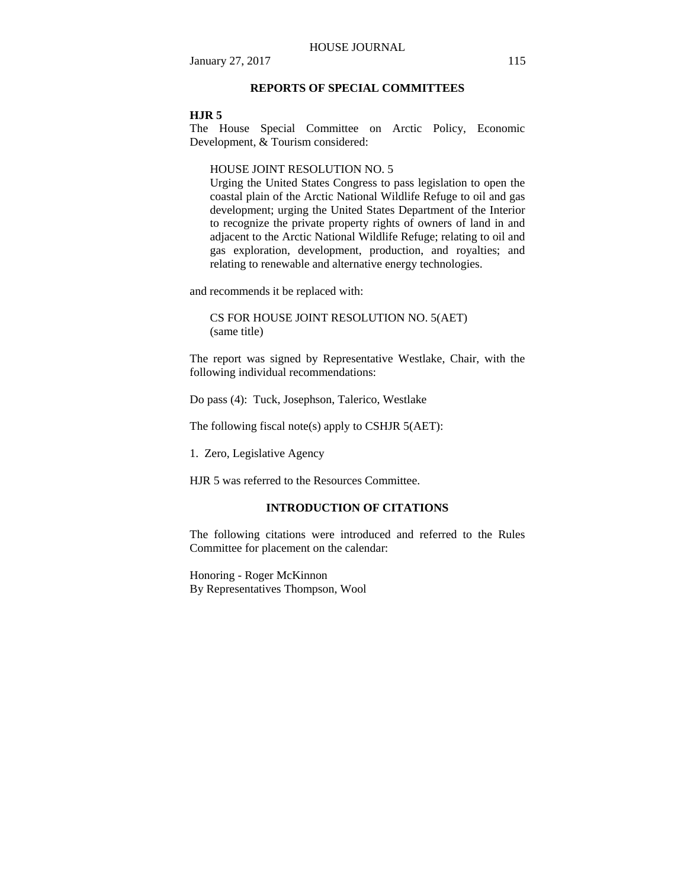## REPORTS OF SPECIAL COMMITTEES

**HJR 5**

The House Special Committee on Arctic Policy, Economic Development, & Tourism considered:

> HOUSE JOINT RESOLUTION NO. 5
> Urging the United States Congress to pass legislation to open the coastal plain of the Arctic National Wildlife Refuge to oil and gas development; urging the United States Department of the Interior to recognize the private property rights of owners of land in and adjacent to the Arctic National Wildlife Refuge; relating to oil and gas exploration, development, production, and royalties; and relating to renewable and alternative energy technologies.

and recommends it be replaced with:

> CS FOR HOUSE JOINT RESOLUTION NO. 5(AET)
> (same title)

The report was signed by Representative Westlake, Chair, with the following individual recommendations:

Do pass (4): Tuck, Josephson, Talerico, Westlake

The following fiscal note(s) apply to CSHJR 5(AET):

1. Zero, Legislative Agency

HJR 5 was referred to the Resources Committee.

## INTRODUCTION OF CITATIONS

The following citations were introduced and referred to the Rules Committee for placement on the calendar:

Honoring - Roger McKinnon
By Representatives Thompson, Wool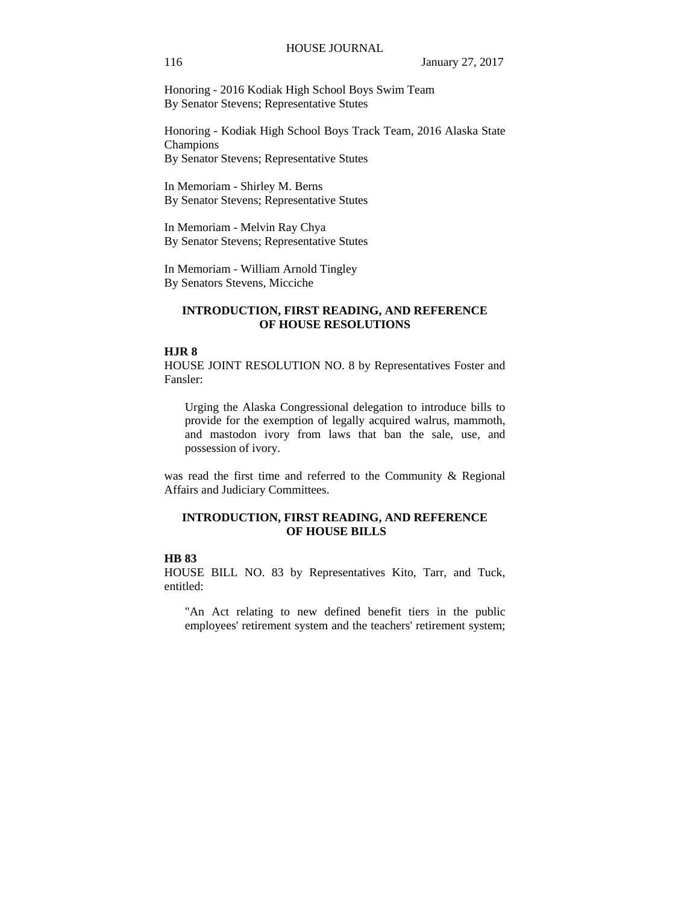Honoring - 2016 Kodiak High School Boys Swim Team
By Senator Stevens; Representative Stutes

Honoring - Kodiak High School Boys Track Team, 2016 Alaska State Champions
By Senator Stevens; Representative Stutes

In Memoriam - Shirley M. Berns
By Senator Stevens; Representative Stutes

In Memoriam - Melvin Ray Chya
By Senator Stevens; Representative Stutes

In Memoriam - William Arnold Tingley
By Senators Stevens, Micciche

## INTRODUCTION, FIRST READING, AND REFERENCE OF HOUSE RESOLUTIONS

**HJR 8**

HOUSE JOINT RESOLUTION NO. 8 by Representatives Foster and Fansler:

> Urging the Alaska Congressional delegation to introduce bills to provide for the exemption of legally acquired walrus, mammoth, and mastodon ivory from laws that ban the sale, use, and possession of ivory.

was read the first time and referred to the Community & Regional Affairs and Judiciary Committees.

## INTRODUCTION, FIRST READING, AND REFERENCE OF HOUSE BILLS

**HB 83**

HOUSE BILL NO. 83 by Representatives Kito, Tarr, and Tuck, entitled:

> "An Act relating to new defined benefit tiers in the public employees' retirement system and the teachers' retirement system;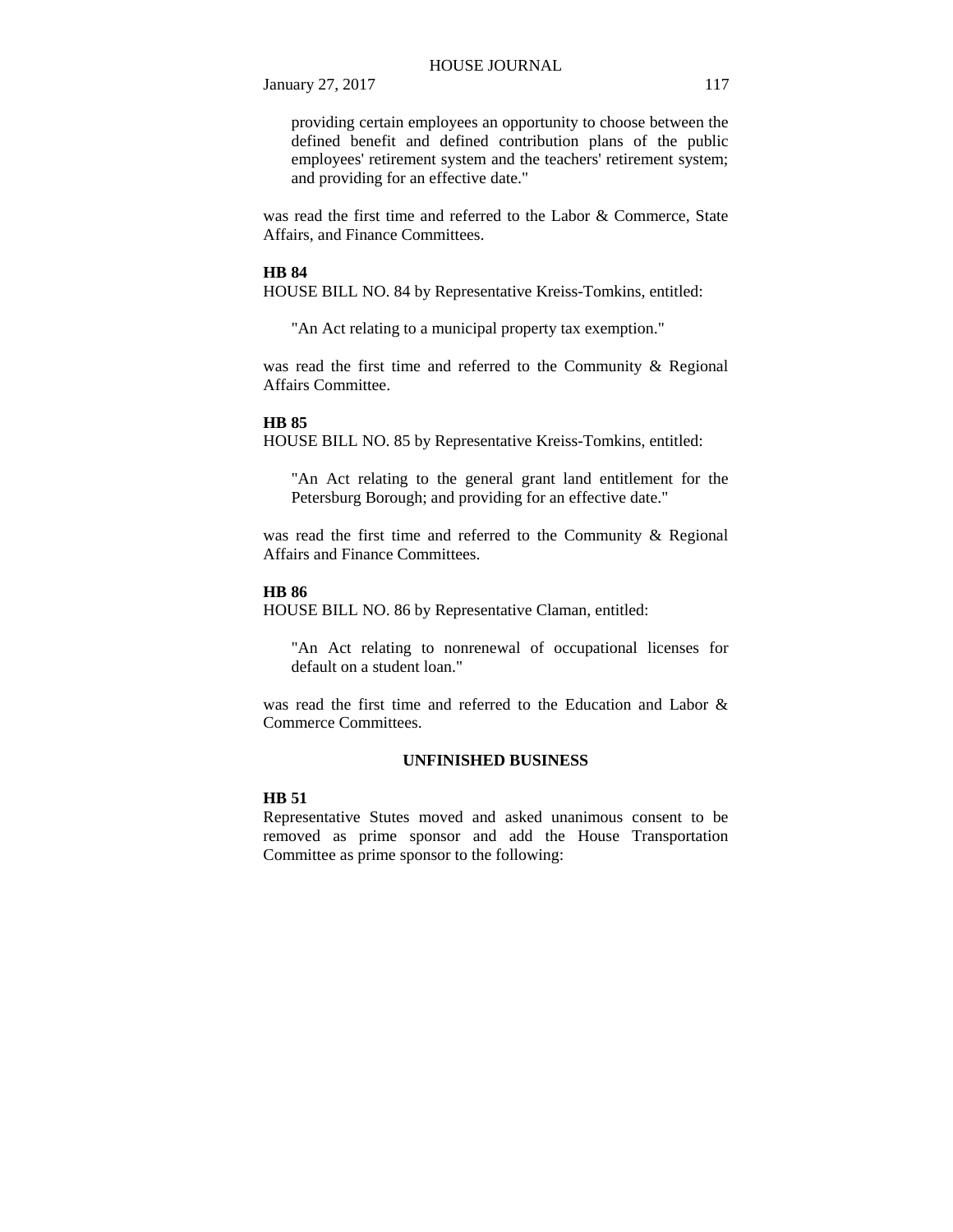providing certain employees an opportunity to choose between the defined benefit and defined contribution plans of the public employees' retirement system and the teachers' retirement system; and providing for an effective date."

was read the first time and referred to the Labor & Commerce, State Affairs, and Finance Committees.

**HB 84**

HOUSE BILL NO. 84 by Representative Kreiss-Tomkins, entitled:

"An Act relating to a municipal property tax exemption."

was read the first time and referred to the Community & Regional Affairs Committee.

**HB 85**

HOUSE BILL NO. 85 by Representative Kreiss-Tomkins, entitled:

"An Act relating to the general grant land entitlement for the Petersburg Borough; and providing for an effective date."

was read the first time and referred to the Community & Regional Affairs and Finance Committees.

**HB 86**

HOUSE BILL NO. 86 by Representative Claman, entitled:

"An Act relating to nonrenewal of occupational licenses for default on a student loan."

was read the first time and referred to the Education and Labor & Commerce Committees.

## UNFINISHED BUSINESS

**HB 51**

Representative Stutes moved and asked unanimous consent to be removed as prime sponsor and add the House Transportation Committee as prime sponsor to the following: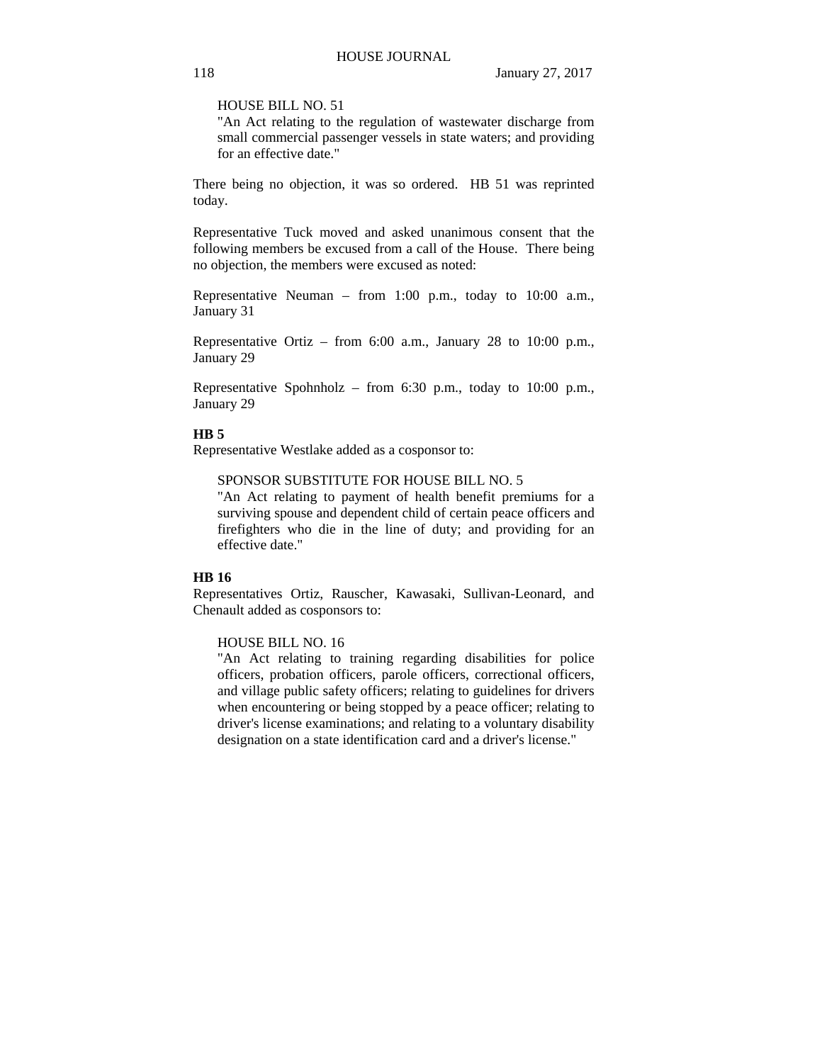HOUSE BILL NO. 51

"An Act relating to the regulation of wastewater discharge from small commercial passenger vessels in state waters; and providing for an effective date."

There being no objection, it was so ordered. HB 51 was reprinted today.

Representative Tuck moved and asked unanimous consent that the following members be excused from a call of the House. There being no objection, the members were excused as noted:

Representative Neuman – from 1:00 p.m., today to 10:00 a.m., January 31

Representative Ortiz – from 6:00 a.m., January 28 to 10:00 p.m., January 29

Representative Spohnholz – from 6:30 p.m., today to 10:00 p.m., January 29

**HB 5**

Representative Westlake added as a cosponsor to:

SPONSOR SUBSTITUTE FOR HOUSE BILL NO. 5

"An Act relating to payment of health benefit premiums for a surviving spouse and dependent child of certain peace officers and firefighters who die in the line of duty; and providing for an effective date."

**HB 16**

Representatives Ortiz, Rauscher, Kawasaki, Sullivan-Leonard, and Chenault added as cosponsors to:

HOUSE BILL NO. 16

"An Act relating to training regarding disabilities for police officers, probation officers, parole officers, correctional officers, and village public safety officers; relating to guidelines for drivers when encountering or being stopped by a peace officer; relating to driver's license examinations; and relating to a voluntary disability designation on a state identification card and a driver's license."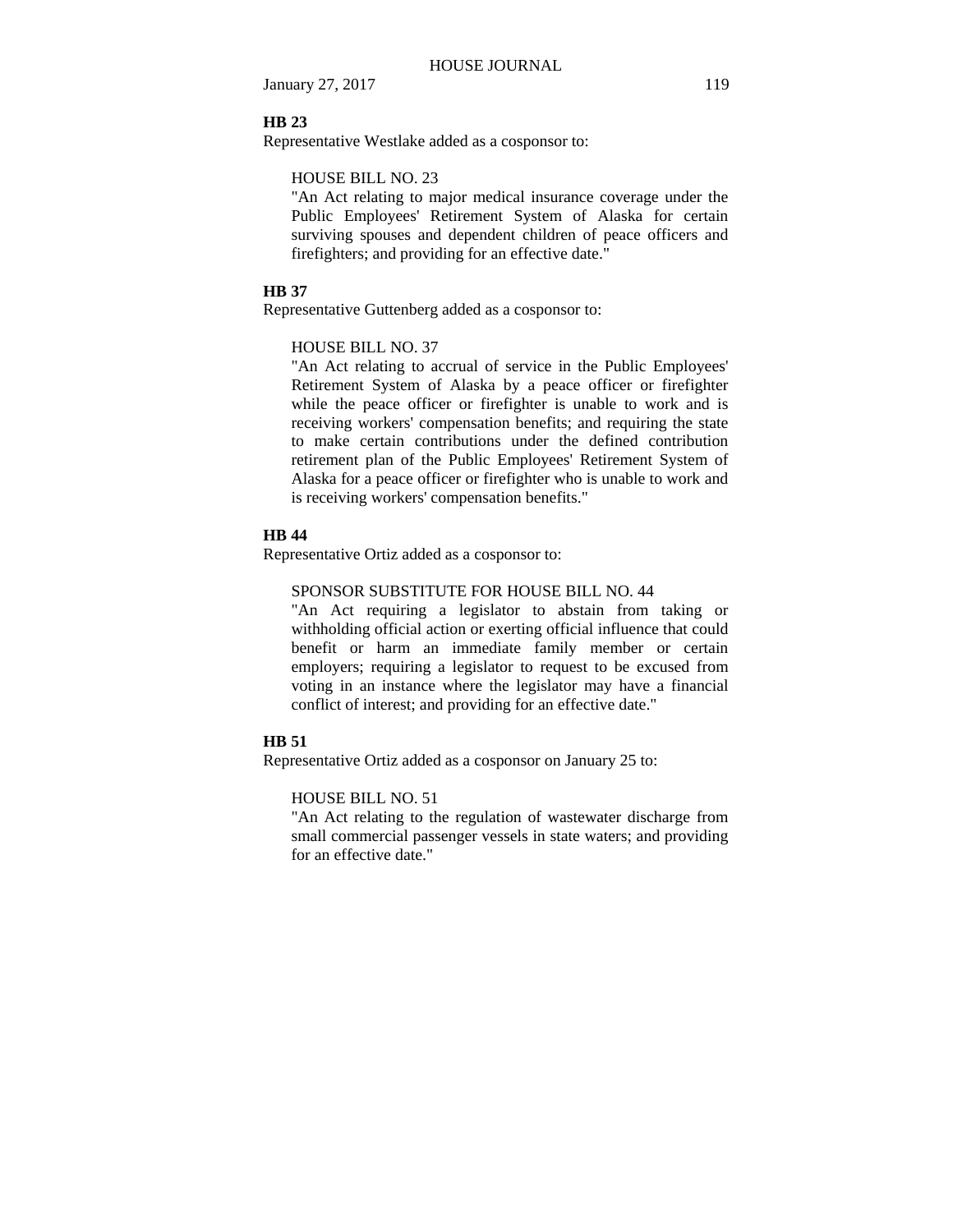**HB 23**

Representative Westlake added as a cosponsor to:

> HOUSE BILL NO. 23
> "An Act relating to major medical insurance coverage under the Public Employees' Retirement System of Alaska for certain surviving spouses and dependent children of peace officers and firefighters; and providing for an effective date."

**HB 37**

Representative Guttenberg added as a cosponsor to:

> HOUSE BILL NO. 37
> "An Act relating to accrual of service in the Public Employees' Retirement System of Alaska by a peace officer or firefighter while the peace officer or firefighter is unable to work and is receiving workers' compensation benefits; and requiring the state to make certain contributions under the defined contribution retirement plan of the Public Employees' Retirement System of Alaska for a peace officer or firefighter who is unable to work and is receiving workers' compensation benefits."

**HB 44**

Representative Ortiz added as a cosponsor to:

> SPONSOR SUBSTITUTE FOR HOUSE BILL NO. 44
> "An Act requiring a legislator to abstain from taking or withholding official action or exerting official influence that could benefit or harm an immediate family member or certain employers; requiring a legislator to request to be excused from voting in an instance where the legislator may have a financial conflict of interest; and providing for an effective date."

**HB 51**

Representative Ortiz added as a cosponsor on January 25 to:

> HOUSE BILL NO. 51
> "An Act relating to the regulation of wastewater discharge from small commercial passenger vessels in state waters; and providing for an effective date."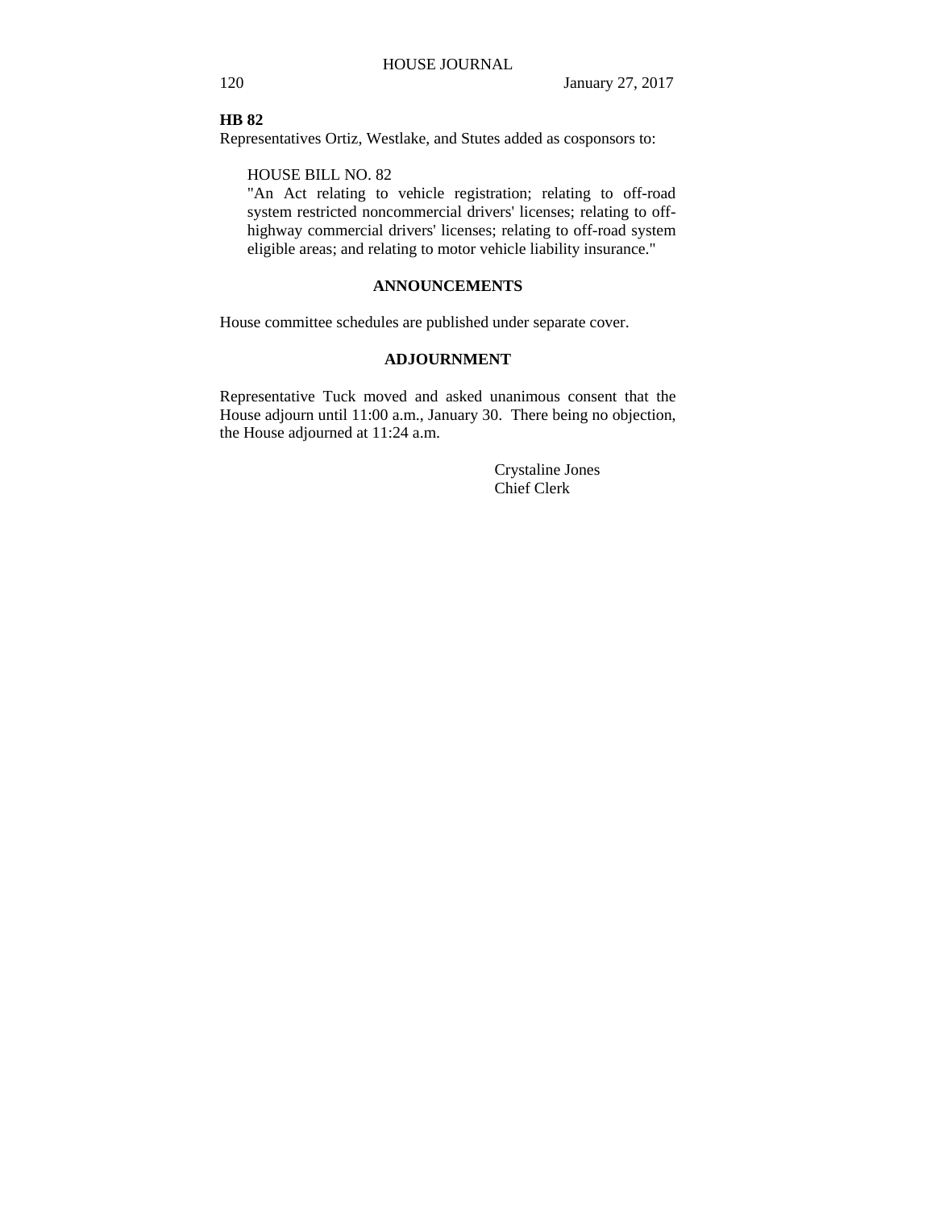**HB 82**

Representatives Ortiz, Westlake, and Stutes added as cosponsors to:

HOUSE BILL NO. 82
"An Act relating to vehicle registration; relating to off-road system restricted noncommercial drivers' licenses; relating to off-highway commercial drivers' licenses; relating to off-road system eligible areas; and relating to motor vehicle liability insurance."

## ANNOUNCEMENTS

House committee schedules are published under separate cover.

## ADJOURNMENT

Representative Tuck moved and asked unanimous consent that the House adjourn until 11:00 a.m., January 30. There being no objection, the House adjourned at 11:24 a.m.

Crystaline Jones
Chief Clerk